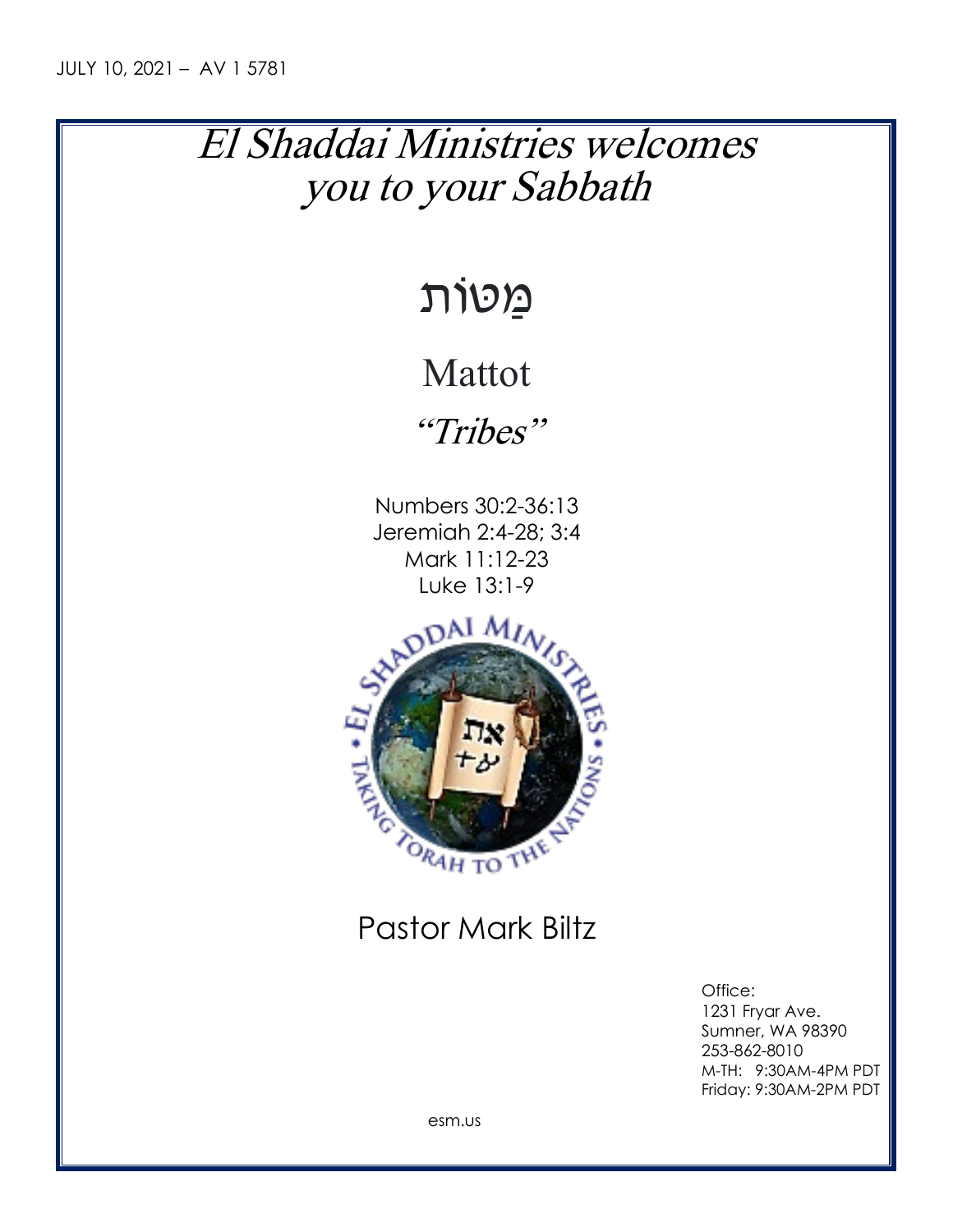JULY 10, 2021 – AV 1 5781

# El Shaddai Ministries welcomes you to your Sabbath

# מַטּוֹת

## Mattot

## *"Tribes"*

Numbers 30:2-36:13
Jeremiah 2:4-28; 3:4
Mark 11:12-23
Luke 13:1-9

Pastor Mark Biltz

Office:
1231 Fryar Ave.
Sumner, WA 98390
253-862-8010
M-TH: 9:30AM-4PM PDT
Friday: 9:30AM-2PM PDT

esm.us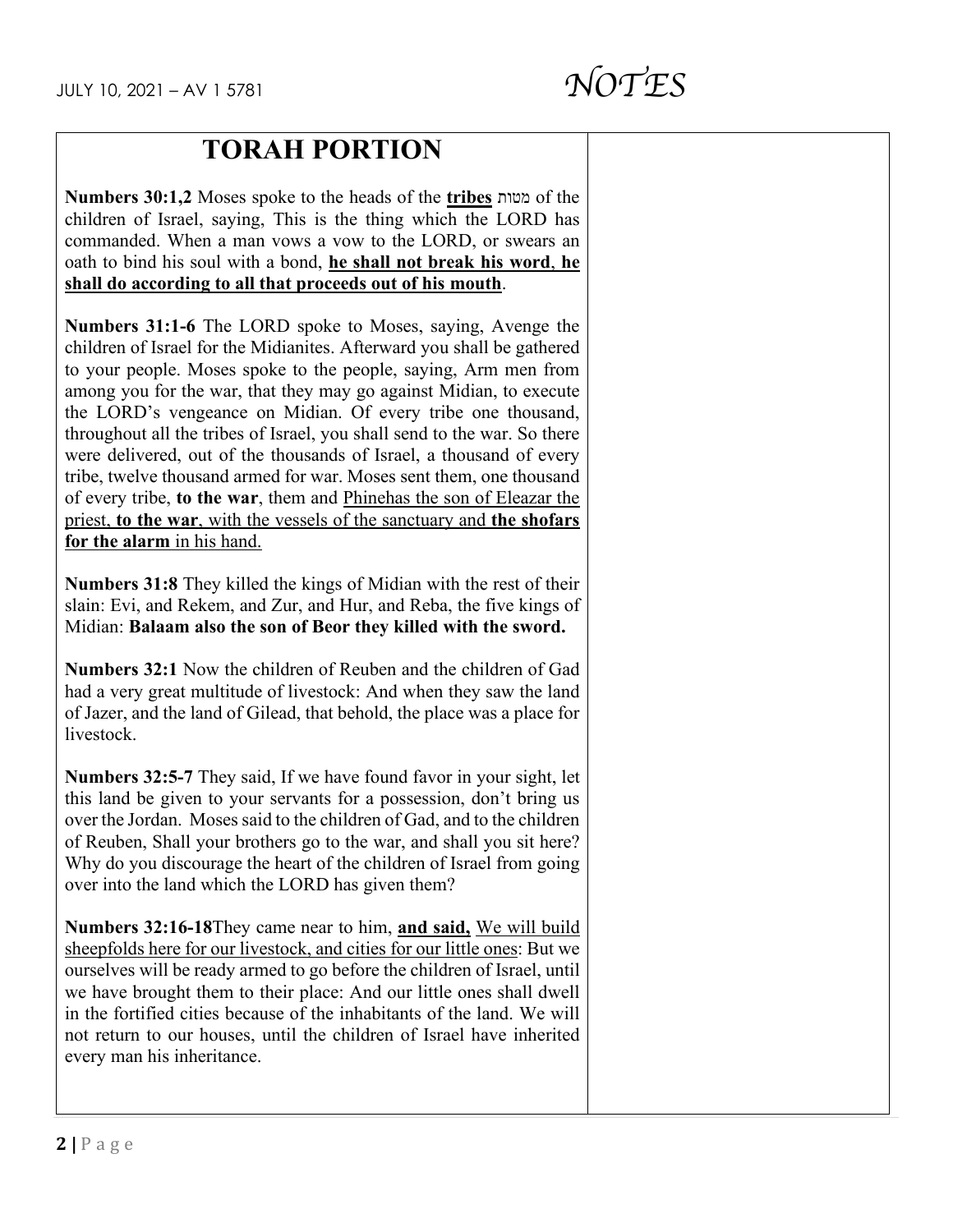# TORAH PORTION

**Numbers 30:1,2** Moses spoke to the heads of the **tribes** מטות of the children of Israel, saying, This is the thing which the LORD has commanded. When a man vows a vow to the LORD, or swears an oath to bind his soul with a bond, **he shall not break his word**, **he shall do according to all that proceeds out of his mouth**.

**Numbers 31:1-6** The LORD spoke to Moses, saying, Avenge the children of Israel for the Midianites. Afterward you shall be gathered to your people. Moses spoke to the people, saying, Arm men from among you for the war, that they may go against Midian, to execute the LORD's vengeance on Midian. Of every tribe one thousand, throughout all the tribes of Israel, you shall send to the war. So there were delivered, out of the thousands of Israel, a thousand of every tribe, twelve thousand armed for war. Moses sent them, one thousand of every tribe, **to the war**, them and Phinehas the son of Eleazar the priest, **to the war**, with the vessels of the sanctuary and **the shofars for the alarm** in his hand.

**Numbers 31:8** They killed the kings of Midian with the rest of their slain: Evi, and Rekem, and Zur, and Hur, and Reba, the five kings of Midian: **Balaam also the son of Beor they killed with the sword.**

**Numbers 32:1** Now the children of Reuben and the children of Gad had a very great multitude of livestock: And when they saw the land of Jazer, and the land of Gilead, that behold, the place was a place for livestock.

**Numbers 32:5-7** They said, If we have found favor in your sight, let this land be given to your servants for a possession, don't bring us over the Jordan. Moses said to the children of Gad, and to the children of Reuben, Shall your brothers go to the war, and shall you sit here? Why do you discourage the heart of the children of Israel from going over into the land which the LORD has given them?

**Numbers 32:16-18** They came near to him, **and said,** We will build sheepfolds here for our livestock, and cities for our little ones: But we ourselves will be ready armed to go before the children of Israel, until we have brought them to their place: And our little ones shall dwell in the fortified cities because of the inhabitants of the land. We will not return to our houses, until the children of Israel have inherited every man his inheritance.

*NOTES*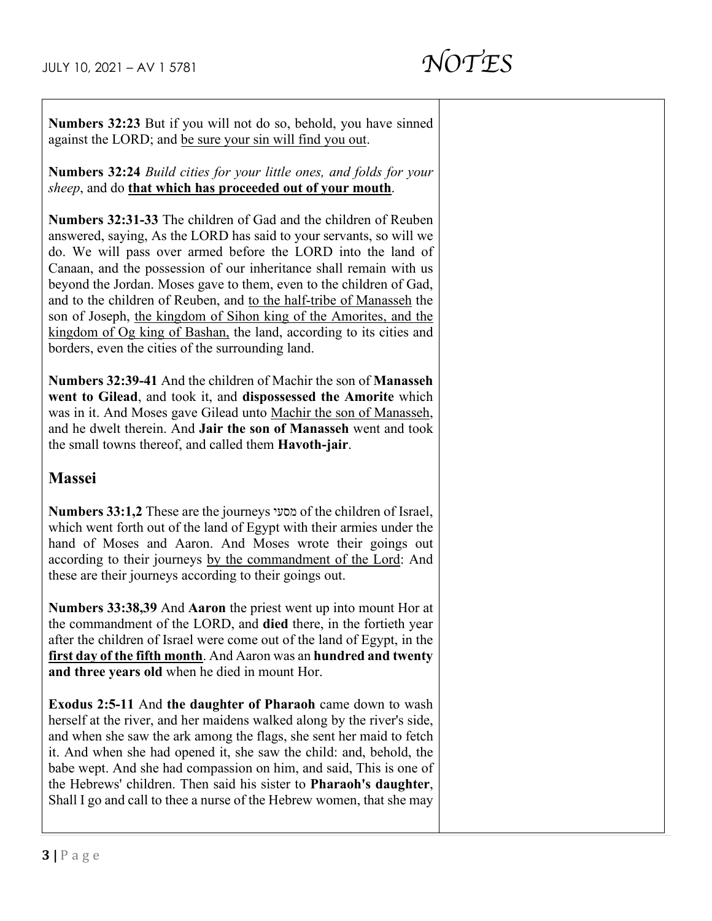**Numbers 32:23** But if you will not do so, behold, you have sinned against the LORD; and <u>be sure your sin will find you out</u>.

**Numbers 32:24** *Build cities for your little ones, and folds for your sheep*, and do <u>**that which has proceeded out of your mouth**</u>.

**Numbers 32:31-33** The children of Gad and the children of Reuben answered, saying, As the LORD has said to your servants, so will we do. We will pass over armed before the LORD into the land of Canaan, and the possession of our inheritance shall remain with us beyond the Jordan. Moses gave to them, even to the children of Gad, and to the children of Reuben, and <u>to the half-tribe of Manasseh</u> the son of Joseph, <u>the kingdom of Sihon king of the Amorites, and the kingdom of Og king of Bashan,</u> the land, according to its cities and borders, even the cities of the surrounding land.

**Numbers 32:39-41** And the children of Machir the son of **Manasseh went to Gilead**, and took it, and **dispossessed the Amorite** which was in it. And Moses gave Gilead unto <u>Machir the son of Manasseh</u>, and he dwelt therein. And **Jair the son of Manasseh** went and took the small towns thereof, and called them **Havoth-jair**.

## Massei

**Numbers 33:1,2** These are the journeys מסעי of the children of Israel, which went forth out of the land of Egypt with their armies under the hand of Moses and Aaron. And Moses wrote their goings out according to their journeys <u>by the commandment of the Lord</u>: And these are their journeys according to their goings out.

**Numbers 33:38,39** And **Aaron** the priest went up into mount Hor at the commandment of the LORD, and **died** there, in the fortieth year after the children of Israel were come out of the land of Egypt, in the <u>**first day of the fifth month**</u>. And Aaron was an **hundred and twenty and three years old** when he died in mount Hor.

**Exodus 2:5-11** And **the daughter of Pharaoh** came down to wash herself at the river, and her maidens walked along by the river's side, and when she saw the ark among the flags, she sent her maid to fetch it. And when she had opened it, she saw the child: and, behold, the babe wept. And she had compassion on him, and said, This is one of the Hebrews' children. Then said his sister to **Pharaoh's daughter**, Shall I go and call to thee a nurse of the Hebrew women, that she may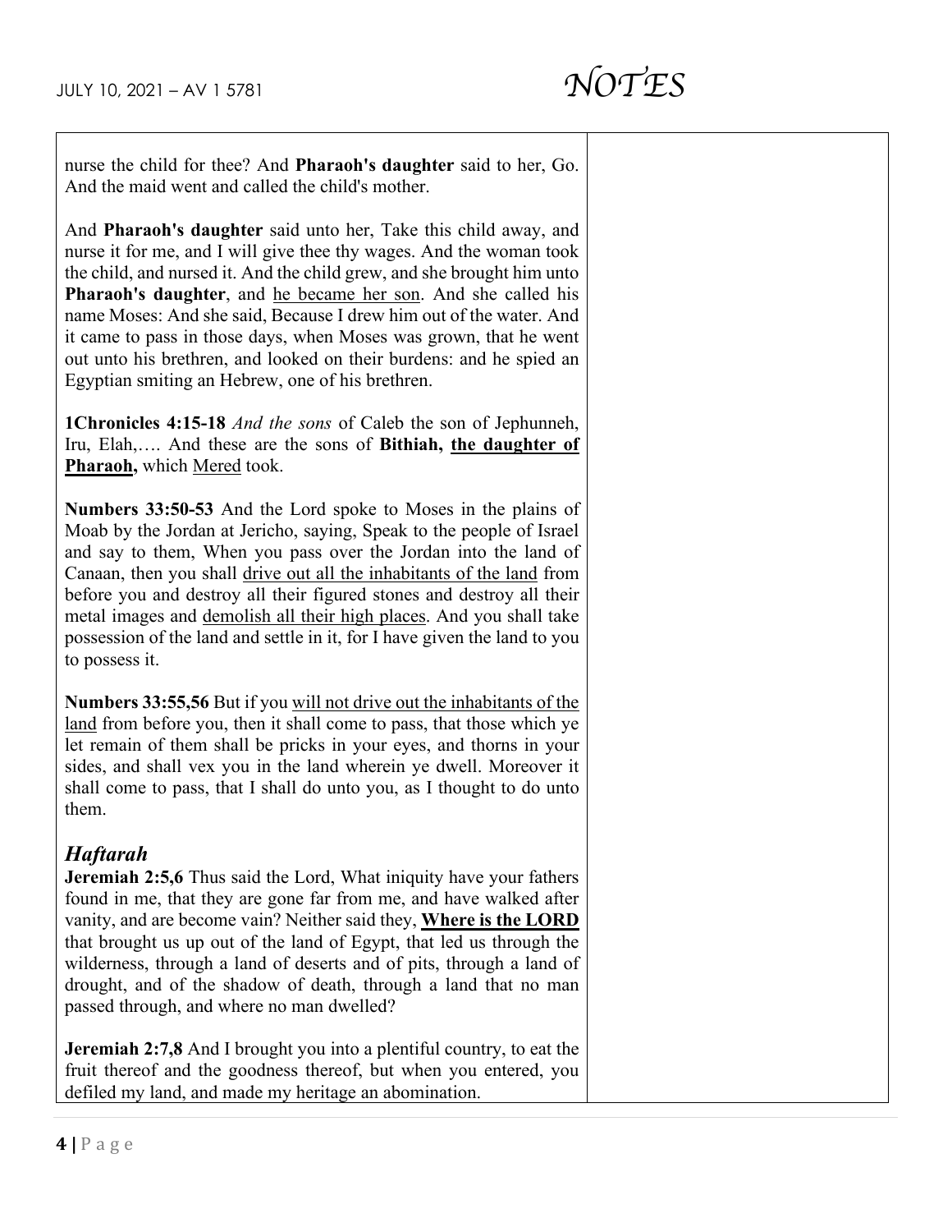nurse the child for thee? And **Pharaoh's daughter** said to her, Go. And the maid went and called the child's mother.

And **Pharaoh's daughter** said unto her, Take this child away, and nurse it for me, and I will give thee thy wages. And the woman took the child, and nursed it. And the child grew, and she brought him unto **Pharaoh's daughter**, and <u>he became her son</u>. And she called his name Moses: And she said, Because I drew him out of the water. And it came to pass in those days, when Moses was grown, that he went out unto his brethren, and looked on their burdens: and he spied an Egyptian smiting an Hebrew, one of his brethren.

**1Chronicles 4:15-18** *And the sons* of Caleb the son of Jephunneh, Iru, Elah,…. And these are the sons of **Bithiah, <u>the daughter of Pharaoh</u>,** which <u>Mered</u> took.

**Numbers 33:50-53** And the Lord spoke to Moses in the plains of Moab by the Jordan at Jericho, saying, Speak to the people of Israel and say to them, When you pass over the Jordan into the land of Canaan, then you shall <u>drive out all the inhabitants of the land</u> from before you and destroy all their figured stones and destroy all their metal images and <u>demolish all their high places</u>. And you shall take possession of the land and settle in it, for I have given the land to you to possess it.

**Numbers 33:55,56** But if you <u>will not drive out the inhabitants of the land</u> from before you, then it shall come to pass, that those which ye let remain of them shall be pricks in your eyes, and thorns in your sides, and shall vex you in the land wherein ye dwell. Moreover it shall come to pass, that I shall do unto you, as I thought to do unto them.

## *Haftarah*

**Jeremiah 2:5,6** Thus said the Lord, What iniquity have your fathers found in me, that they are gone far from me, and have walked after vanity, and are become vain? Neither said they, **<u>Where is the LORD</u>** that brought us up out of the land of Egypt, that led us through the wilderness, through a land of deserts and of pits, through a land of drought, and of the shadow of death, through a land that no man passed through, and where no man dwelled?

**Jeremiah 2:7,8** And I brought you into a plentiful country, to eat the fruit thereof and the goodness thereof, but when you entered, you defiled my land, and made my heritage an abomination.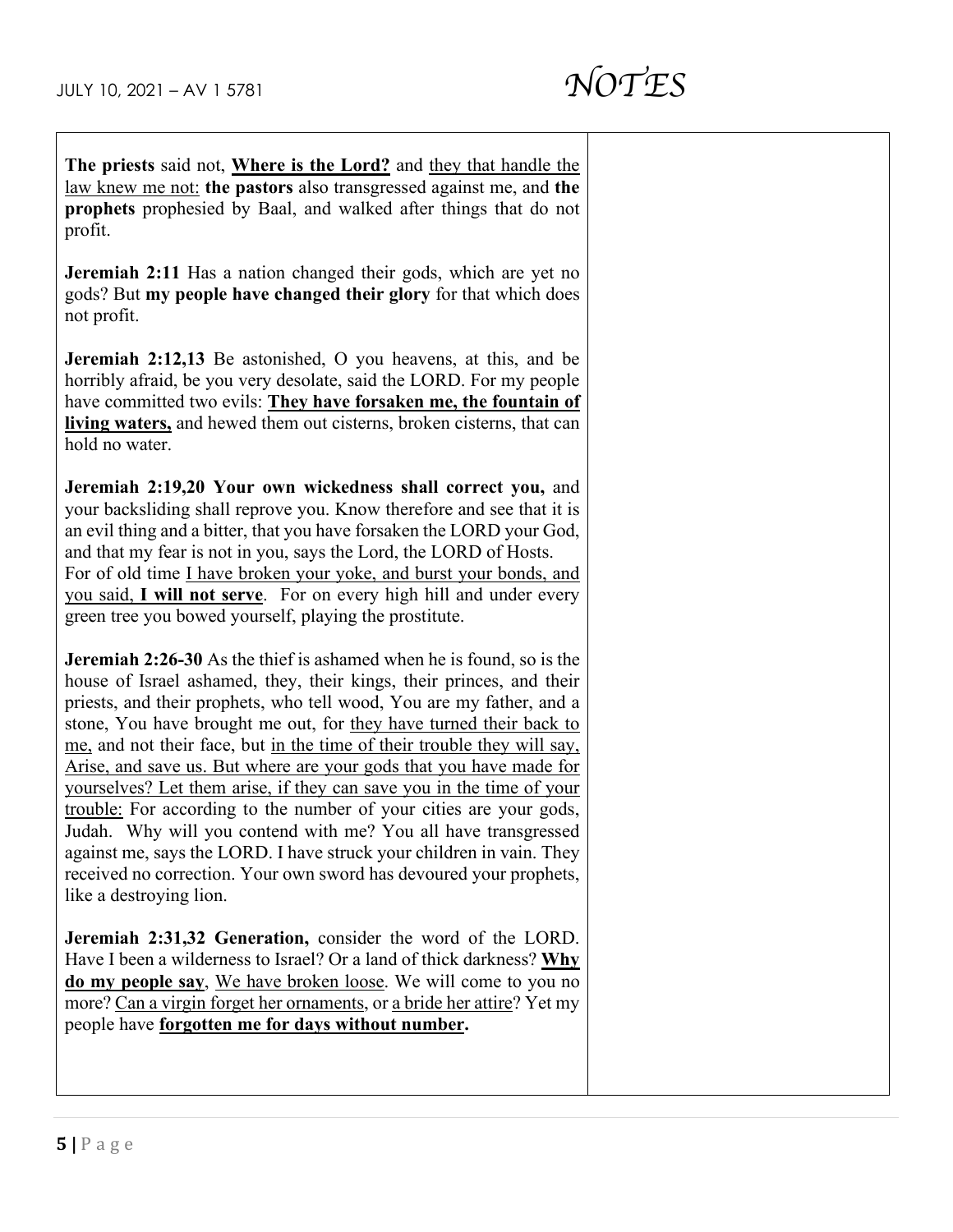**The priests** said not, <u>**Where is the Lord?**</u> and <u>they that handle the law knew me not:</u> **the pastors** also transgressed against me, and **the prophets** prophesied by Baal, and walked after things that do not profit.

**Jeremiah 2:11** Has a nation changed their gods, which are yet no gods? But **my people have changed their glory** for that which does not profit.

**Jeremiah 2:12,13** Be astonished, O you heavens, at this, and be horribly afraid, be you very desolate, said the LORD. For my people have committed two evils: <u>**They have forsaken me, the fountain of living waters,**</u> and hewed them out cisterns, broken cisterns, that can hold no water.

**Jeremiah 2:19,20 Your own wickedness shall correct you,** and your backsliding shall reprove you. Know therefore and see that it is an evil thing and a bitter, that you have forsaken the LORD your God, and that my fear is not in you, says the Lord, the LORD of Hosts. For of old time <u>I have broken your yoke, and burst your bonds, and you said, **I will not serve**</u>. For on every high hill and under every green tree you bowed yourself, playing the prostitute.

**Jeremiah 2:26-30** As the thief is ashamed when he is found, so is the house of Israel ashamed, they, their kings, their princes, and their priests, and their prophets, who tell wood, You are my father, and a stone, You have brought me out, for <u>they have turned their back to me,</u> and not their face, but <u>in the time of their trouble they will say, Arise, and save us. But where are your gods that you have made for yourselves? Let them arise, if they can save you in the time of your trouble:</u> For according to the number of your cities are your gods, Judah. Why will you contend with me? You all have transgressed against me, says the LORD. I have struck your children in vain. They received no correction. Your own sword has devoured your prophets, like a destroying lion.

**Jeremiah 2:31,32 Generation,** consider the word of the LORD. Have I been a wilderness to Israel? Or a land of thick darkness? <u>**Why do my people say**</u>, <u>We have broken loose</u>. We will come to you no more? <u>Can a virgin forget her ornaments</u>, or <u>a bride her attire</u>? Yet my people have <u>**forgotten me for days without number**</u>**.**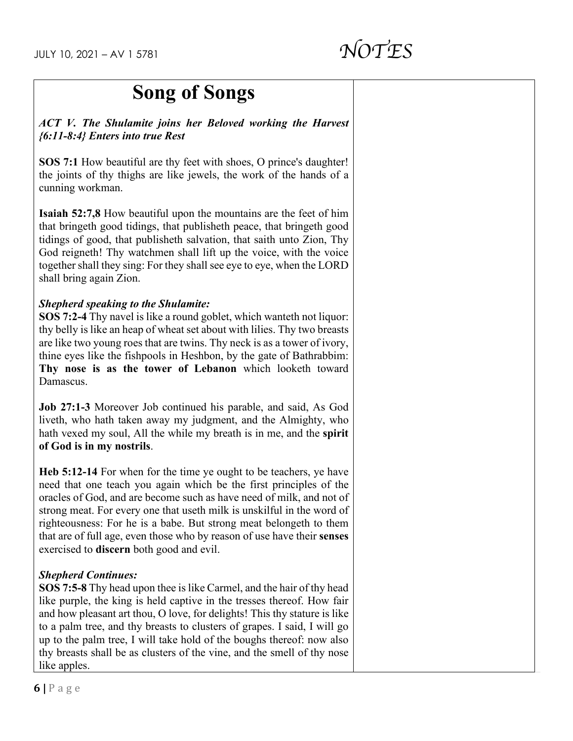# Song of Songs

***ACT V. The Shulamite joins her Beloved working the Harvest {6:11-8:4} Enters into true Rest***

**SOS 7:1** How beautiful are thy feet with shoes, O prince's daughter! the joints of thy thighs are like jewels, the work of the hands of a cunning workman.

**Isaiah 52:7,8** How beautiful upon the mountains are the feet of him that bringeth good tidings, that publisheth peace, that bringeth good tidings of good, that publisheth salvation, that saith unto Zion, Thy God reigneth! Thy watchmen shall lift up the voice, with the voice together shall they sing: For they shall see eye to eye, when the LORD shall bring again Zion.

***Shepherd speaking to the Shulamite:***
**SOS 7:2-4** Thy navel is like a round goblet, which wanteth not liquor: thy belly is like an heap of wheat set about with lilies. Thy two breasts are like two young roes that are twins. Thy neck is as a tower of ivory, thine eyes like the fishpools in Heshbon, by the gate of Bathrabbim: **Thy nose is as the tower of Lebanon** which looketh toward Damascus.

**Job 27:1-3** Moreover Job continued his parable, and said, As God liveth, who hath taken away my judgment, and the Almighty, who hath vexed my soul, All the while my breath is in me, and the **spirit of God is in my nostrils**.

**Heb 5:12-14** For when for the time ye ought to be teachers, ye have need that one teach you again which be the first principles of the oracles of God, and are become such as have need of milk, and not of strong meat. For every one that useth milk is unskilful in the word of righteousness: For he is a babe. But strong meat belongeth to them that are of full age, even those who by reason of use have their **senses** exercised to **discern** both good and evil.

***Shepherd Continues:***
**SOS 7:5-8** Thy head upon thee is like Carmel, and the hair of thy head like purple, the king is held captive in the tresses thereof. How fair and how pleasant art thou, O love, for delights! This thy stature is like to a palm tree, and thy breasts to clusters of grapes. I said, I will go up to the palm tree, I will take hold of the boughs thereof: now also thy breasts shall be as clusters of the vine, and the smell of thy nose like apples.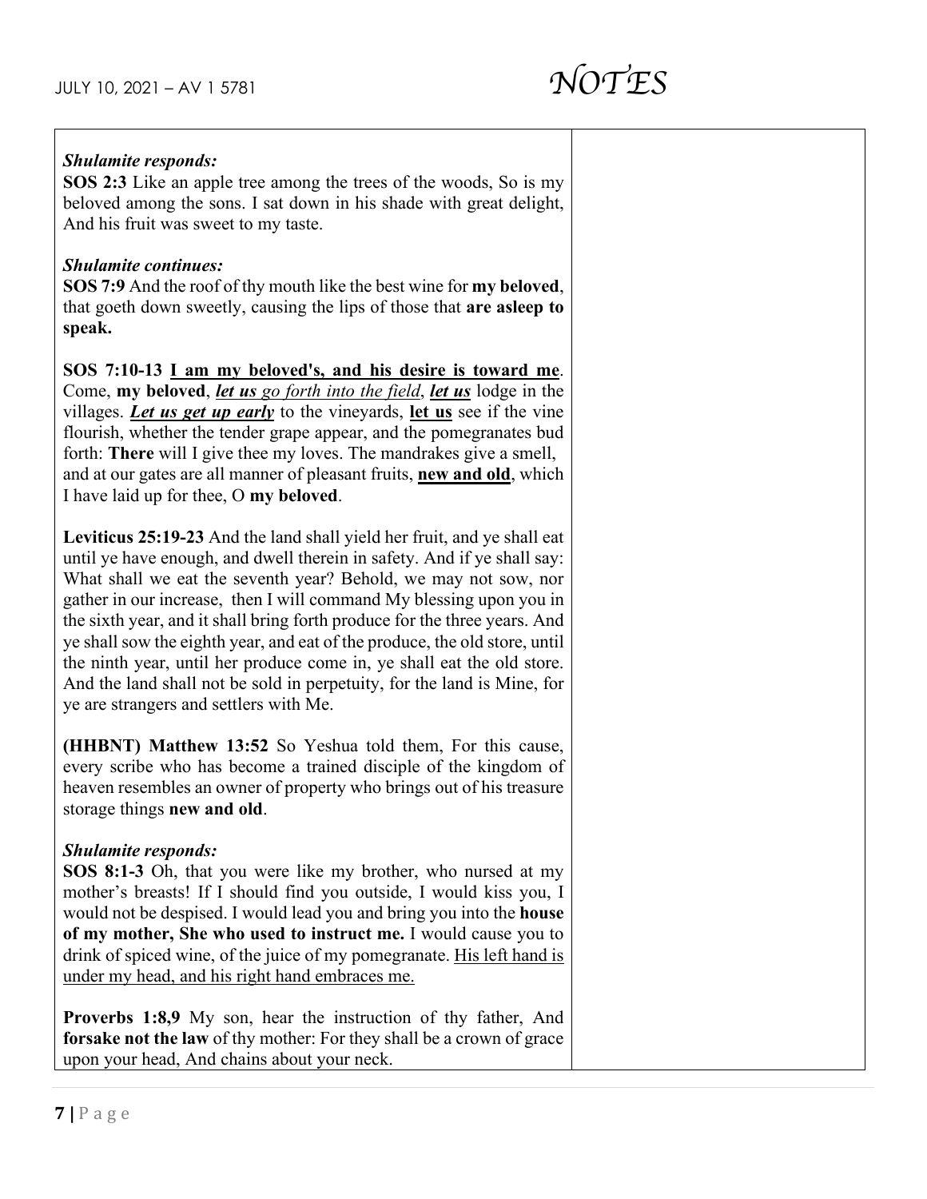***Shulamite responds:***
**SOS 2:3** Like an apple tree among the trees of the woods, So is my beloved among the sons. I sat down in his shade with great delight, And his fruit was sweet to my taste.

***Shulamite continues:***
**SOS 7:9** And the roof of thy mouth like the best wine for **my beloved**, that goeth down sweetly, causing the lips of those that **are asleep to speak.**

**SOS 7:10-13** <u>**I am my beloved's, and his desire is toward me**</u>. Come, **my beloved**, <u>***let us***</u> *<u>go forth into the field</u>*, <u>***let us***</u> lodge in the villages. <u>***Let us get up early***</u> to the vineyards, <u>**let us**</u> see if the vine flourish, whether the tender grape appear, and the pomegranates bud forth: **There** will I give thee my loves. The mandrakes give a smell, and at our gates are all manner of pleasant fruits, <u>**new and old**</u>, which I have laid up for thee, O **my beloved**.

**Leviticus 25:19-23** And the land shall yield her fruit, and ye shall eat until ye have enough, and dwell therein in safety. And if ye shall say: What shall we eat the seventh year? Behold, we may not sow, nor gather in our increase, then I will command My blessing upon you in the sixth year, and it shall bring forth produce for the three years. And ye shall sow the eighth year, and eat of the produce, the old store, until the ninth year, until her produce come in, ye shall eat the old store. And the land shall not be sold in perpetuity, for the land is Mine, for ye are strangers and settlers with Me.

**(HHBNT) Matthew 13:52** So Yeshua told them, For this cause, every scribe who has become a trained disciple of the kingdom of heaven resembles an owner of property who brings out of his treasure storage things **new and old**.

***Shulamite responds:***
**SOS 8:1-3** Oh, that you were like my brother, who nursed at my mother's breasts! If I should find you outside, I would kiss you, I would not be despised. I would lead you and bring you into the **house of my mother, She who used to instruct me.** I would cause you to drink of spiced wine, of the juice of my pomegranate. <u>His left hand is under my head, and his right hand embraces me.</u>

**Proverbs 1:8,9** My son, hear the instruction of thy father, And **forsake not the law** of thy mother: For they shall be a crown of grace upon your head, And chains about your neck.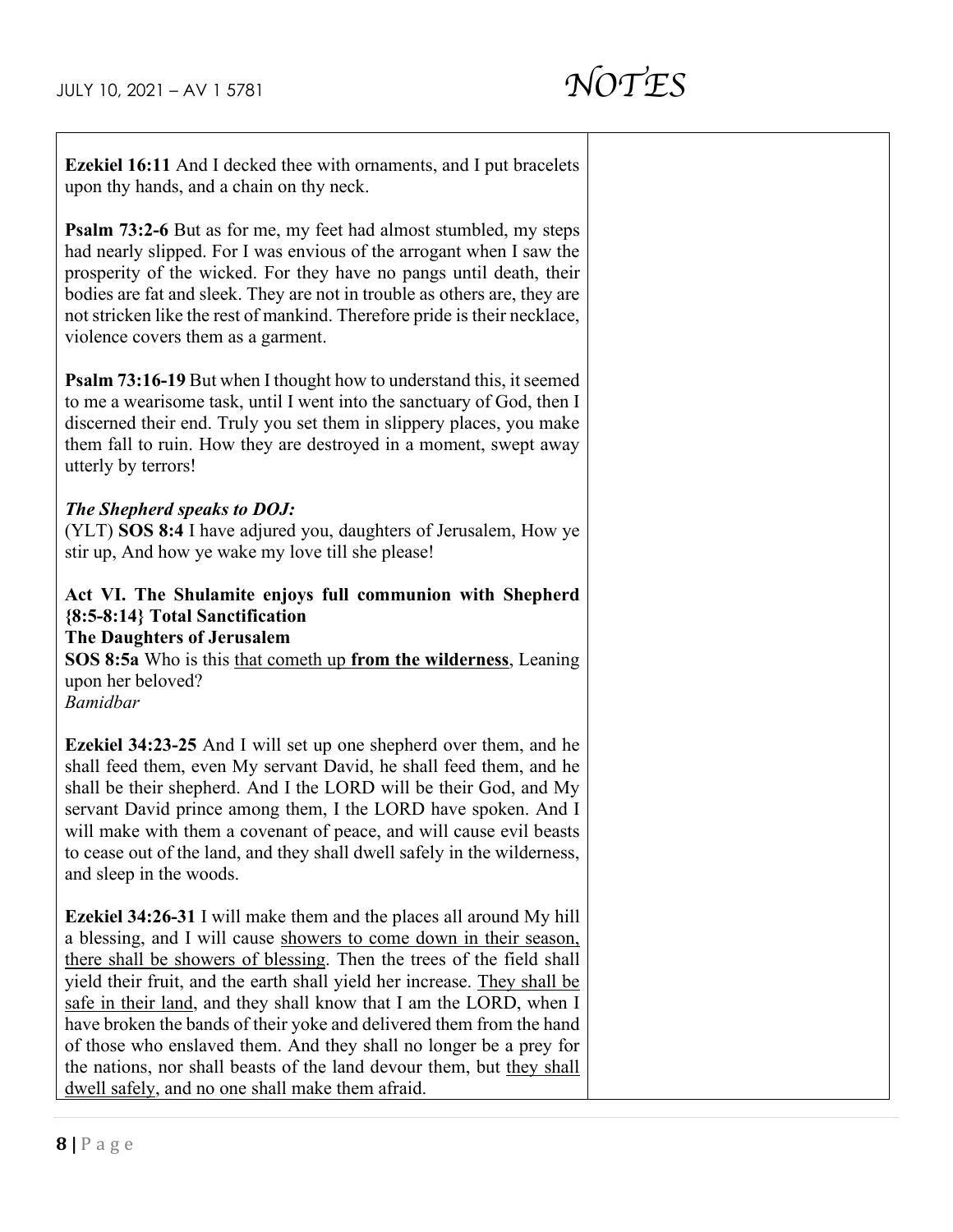**Ezekiel 16:11** And I decked thee with ornaments, and I put bracelets upon thy hands, and a chain on thy neck.

**Psalm 73:2-6** But as for me, my feet had almost stumbled, my steps had nearly slipped. For I was envious of the arrogant when I saw the prosperity of the wicked. For they have no pangs until death, their bodies are fat and sleek. They are not in trouble as others are, they are not stricken like the rest of mankind. Therefore pride is their necklace, violence covers them as a garment.

**Psalm 73:16-19** But when I thought how to understand this, it seemed to me a wearisome task, until I went into the sanctuary of God, then I discerned their end. Truly you set them in slippery places, you make them fall to ruin. How they are destroyed in a moment, swept away utterly by terrors!

***The Shepherd speaks to DOJ:***

(YLT) **SOS 8:4** I have adjured you, daughters of Jerusalem, How ye stir up, And how ye wake my love till she please!

**Act VI. The Shulamite enjoys full communion with Shepherd {8:5-8:14} Total Sanctification**

**The Daughters of Jerusalem**

**SOS 8:5a** Who is this that cometh up **from the wilderness**, Leaning upon her beloved?

*Bamidbar*

**Ezekiel 34:23-25** And I will set up one shepherd over them, and he shall feed them, even My servant David, he shall feed them, and he shall be their shepherd. And I the LORD will be their God, and My servant David prince among them, I the LORD have spoken. And I will make with them a covenant of peace, and will cause evil beasts to cease out of the land, and they shall dwell safely in the wilderness, and sleep in the woods.

**Ezekiel 34:26-31** I will make them and the places all around My hill a blessing, and I will cause showers to come down in their season, there shall be showers of blessing. Then the trees of the field shall yield their fruit, and the earth shall yield her increase. They shall be safe in their land, and they shall know that I am the LORD, when I have broken the bands of their yoke and delivered them from the hand of those who enslaved them. And they shall no longer be a prey for the nations, nor shall beasts of the land devour them, but they shall dwell safely, and no one shall make them afraid.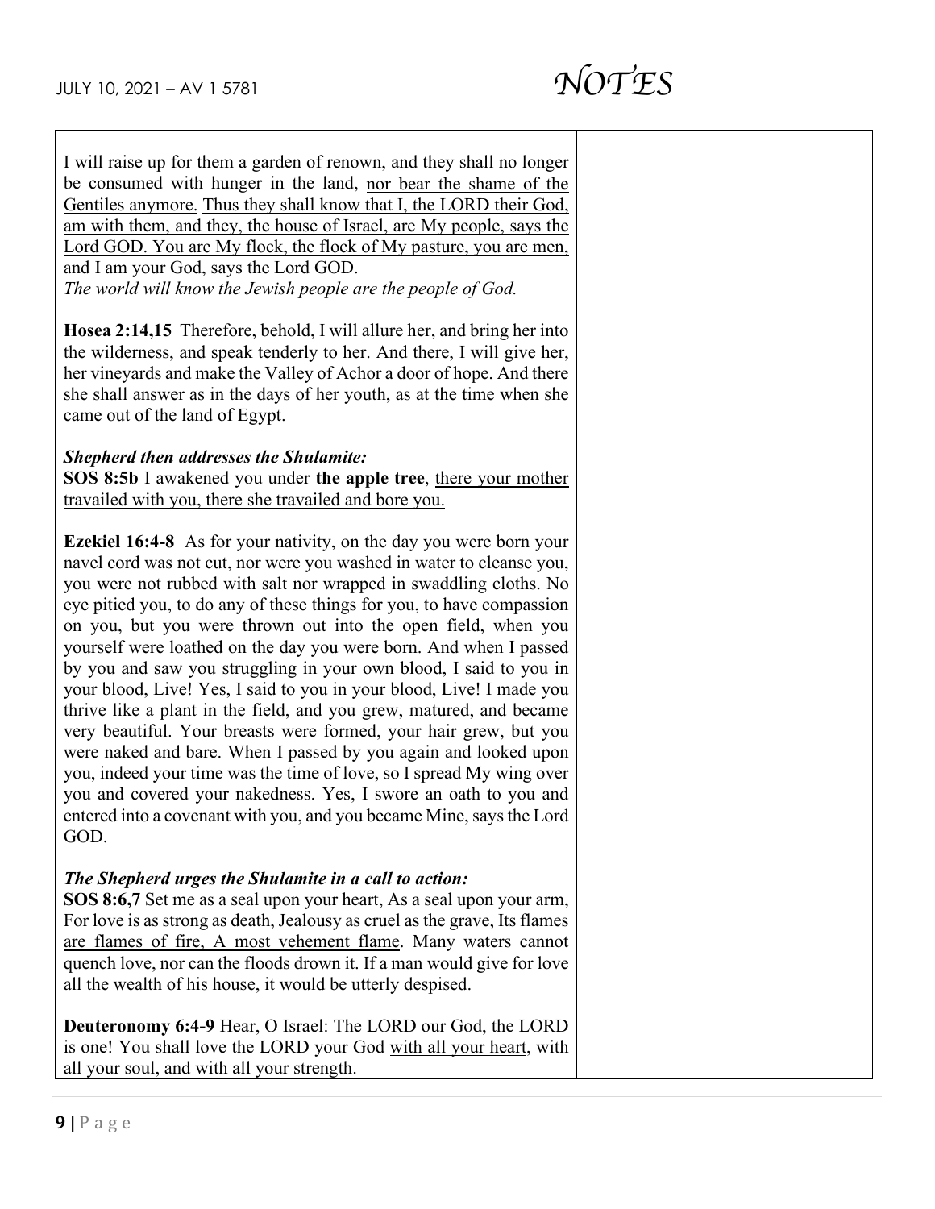I will raise up for them a garden of renown, and they shall no longer be consumed with hunger in the land, <u>nor bear the shame of the Gentiles anymore.</u> <u>Thus they shall know that I, the LORD their God, am with them, and they, the house of Israel, are My people, says the Lord GOD. You are My flock, the flock of My pasture, you are men, and I am your God, says the Lord GOD.</u>
*The world will know the Jewish people are the people of God.*

**Hosea 2:14,15** Therefore, behold, I will allure her, and bring her into the wilderness, and speak tenderly to her. And there, I will give her, her vineyards and make the Valley of Achor a door of hope. And there she shall answer as in the days of her youth, as at the time when she came out of the land of Egypt.

***Shepherd then addresses the Shulamite:***
**SOS 8:5b** I awakened you under **the apple tree**, <u>there your mother travailed with you, there she travailed and bore you.</u>

**Ezekiel 16:4-8** As for your nativity, on the day you were born your navel cord was not cut, nor were you washed in water to cleanse you, you were not rubbed with salt nor wrapped in swaddling cloths. No eye pitied you, to do any of these things for you, to have compassion on you, but you were thrown out into the open field, when you yourself were loathed on the day you were born. And when I passed by you and saw you struggling in your own blood, I said to you in your blood, Live! Yes, I said to you in your blood, Live! I made you thrive like a plant in the field, and you grew, matured, and became very beautiful. Your breasts were formed, your hair grew, but you were naked and bare. When I passed by you again and looked upon you, indeed your time was the time of love, so I spread My wing over you and covered your nakedness. Yes, I swore an oath to you and entered into a covenant with you, and you became Mine, says the Lord GOD.

***The Shepherd urges the Shulamite in a call to action:***
**SOS 8:6,7** Set me as <u>a seal upon your heart, As a seal upon your arm, For love is as strong as death, Jealousy as cruel as the grave, Its flames are flames of fire, A most vehement flame</u>. Many waters cannot quench love, nor can the floods drown it. If a man would give for love all the wealth of his house, it would be utterly despised.

**Deuteronomy 6:4-9** Hear, O Israel: The LORD our God, the LORD is one! You shall love the LORD your God <u>with all your heart</u>, with all your soul, and with all your strength.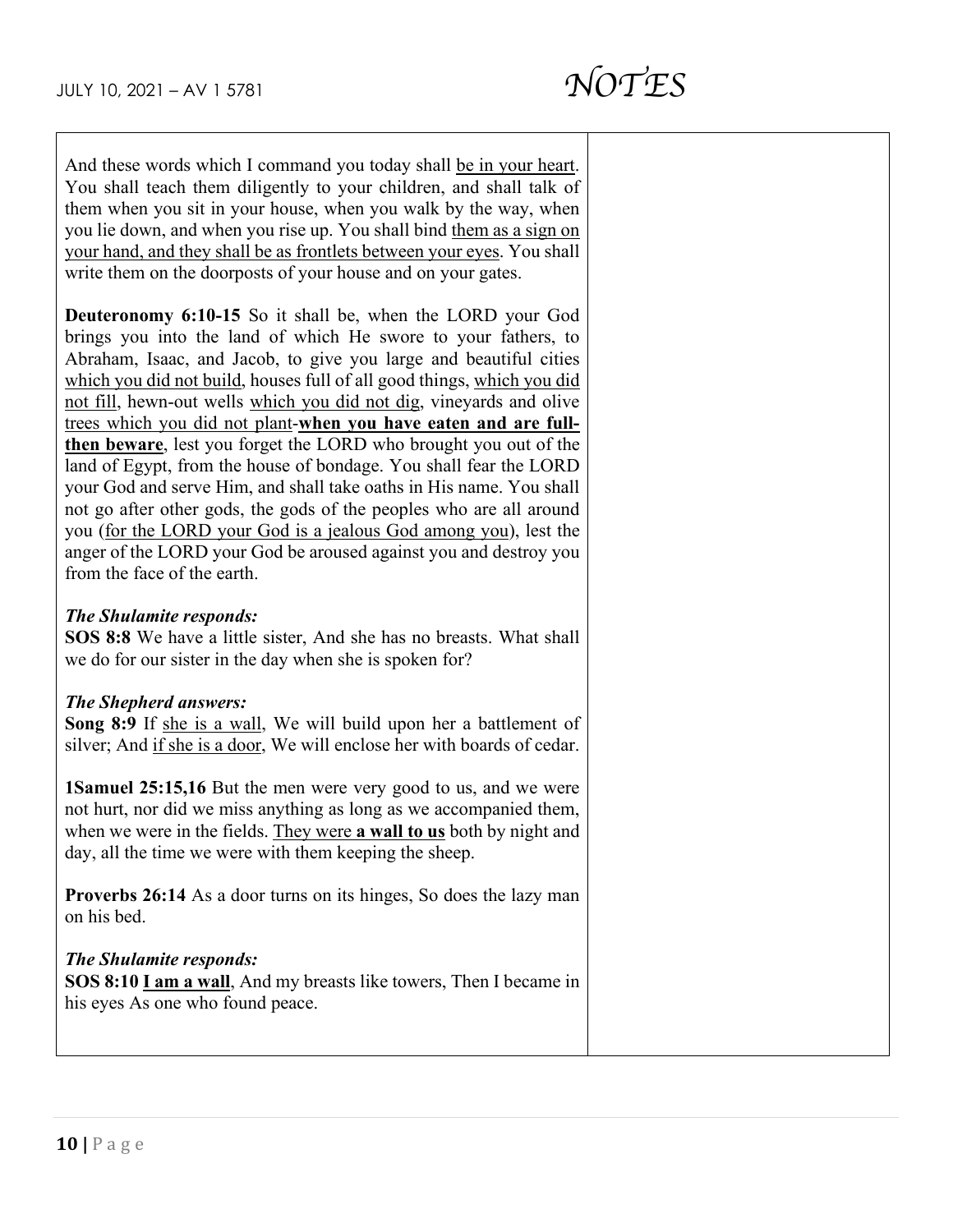And these words which I command you today shall <u>be in your heart</u>. You shall teach them diligently to your children, and shall talk of them when you sit in your house, when you walk by the way, when you lie down, and when you rise up. You shall bind <u>them as a sign on your hand, and they shall be as frontlets between your eyes</u>. You shall write them on the doorposts of your house and on your gates.

**Deuteronomy 6:10-15** So it shall be, when the LORD your God brings you into the land of which He swore to your fathers, to Abraham, Isaac, and Jacob, to give you large and beautiful cities <u>which you did not build</u>, houses full of all good things, <u>which you did not fill</u>, hewn-out wells <u>which you did not dig</u>, vineyards and olive <u>trees which you did not plant</u>-<u>**when you have eaten and are full-then beware**</u>, lest you forget the LORD who brought you out of the land of Egypt, from the house of bondage. You shall fear the LORD your God and serve Him, and shall take oaths in His name. You shall not go after other gods, the gods of the peoples who are all around you (<u>for the LORD your God is a jealous God among you</u>), lest the anger of the LORD your God be aroused against you and destroy you from the face of the earth.

***The Shulamite responds:***
**SOS 8:8** We have a little sister, And she has no breasts. What shall we do for our sister in the day when she is spoken for?

***The Shepherd answers:***
**Song 8:9** If <u>she is a wall</u>, We will build upon her a battlement of silver; And <u>if she is a door</u>, We will enclose her with boards of cedar.

**1Samuel 25:15,16** But the men were very good to us, and we were not hurt, nor did we miss anything as long as we accompanied them, when we were in the fields. <u>They were **a wall to us**</u> both by night and day, all the time we were with them keeping the sheep.

**Proverbs 26:14** As a door turns on its hinges, So does the lazy man on his bed.

***The Shulamite responds:***
**SOS 8:10** <u>**I am a wall**</u>, And my breasts like towers, Then I became in his eyes As one who found peace.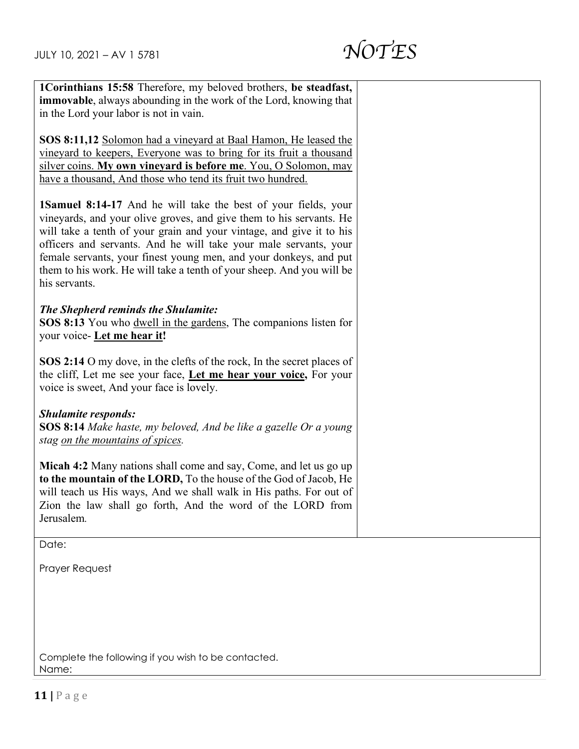**1Corinthians 15:58** Therefore, my beloved brothers, **be steadfast, immovable**, always abounding in the work of the Lord, knowing that in the Lord your labor is not in vain.

**SOS 8:11,12** <u>Solomon had a vineyard at Baal Hamon, He leased the vineyard to keepers, Everyone was to bring for its fruit a thousand silver coins. **My own vineyard is before me**. You, O Solomon, may have a thousand, And those who tend its fruit two hundred.</u>

**1Samuel 8:14-17** And he will take the best of your fields, your vineyards, and your olive groves, and give them to his servants. He will take a tenth of your grain and your vintage, and give it to his officers and servants. And he will take your male servants, your female servants, your finest young men, and your donkeys, and put them to his work. He will take a tenth of your sheep. And you will be his servants.

***The Shepherd reminds the Shulamite:***
**SOS 8:13** You who <u>dwell in the gardens</u>, The companions listen for your voice- <u>**Let me hear it**</u>**!**

**SOS 2:14** O my dove, in the clefts of the rock, In the secret places of the cliff, Let me see your face, <u>**Let me hear your voice,**</u> For your voice is sweet, And your face is lovely.

***Shulamite responds:***
**SOS 8:14** *Make haste, my beloved, And be like a gazelle Or a young stag <u>on the mountains of spices</u>.*

**Micah 4:2** Many nations shall come and say, Come, and let us go up **to the mountain of the LORD,** To the house of the God of Jacob, He will teach us His ways, And we shall walk in His paths. For out of Zion the law shall go forth, And the word of the LORD from Jerusalem.

Date:

Prayer Request

Complete the following if you wish to be contacted.
Name: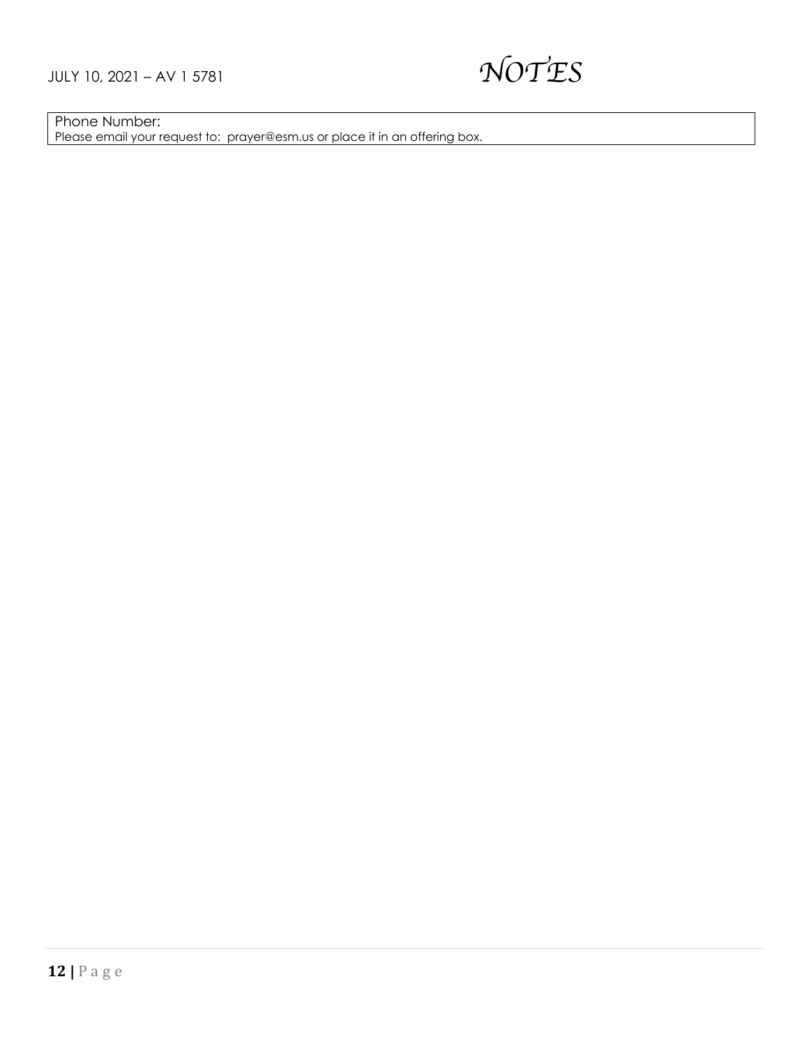# *NOTES*

Phone Number:
Please email your request to: prayer@esm.us or place it in an offering box.